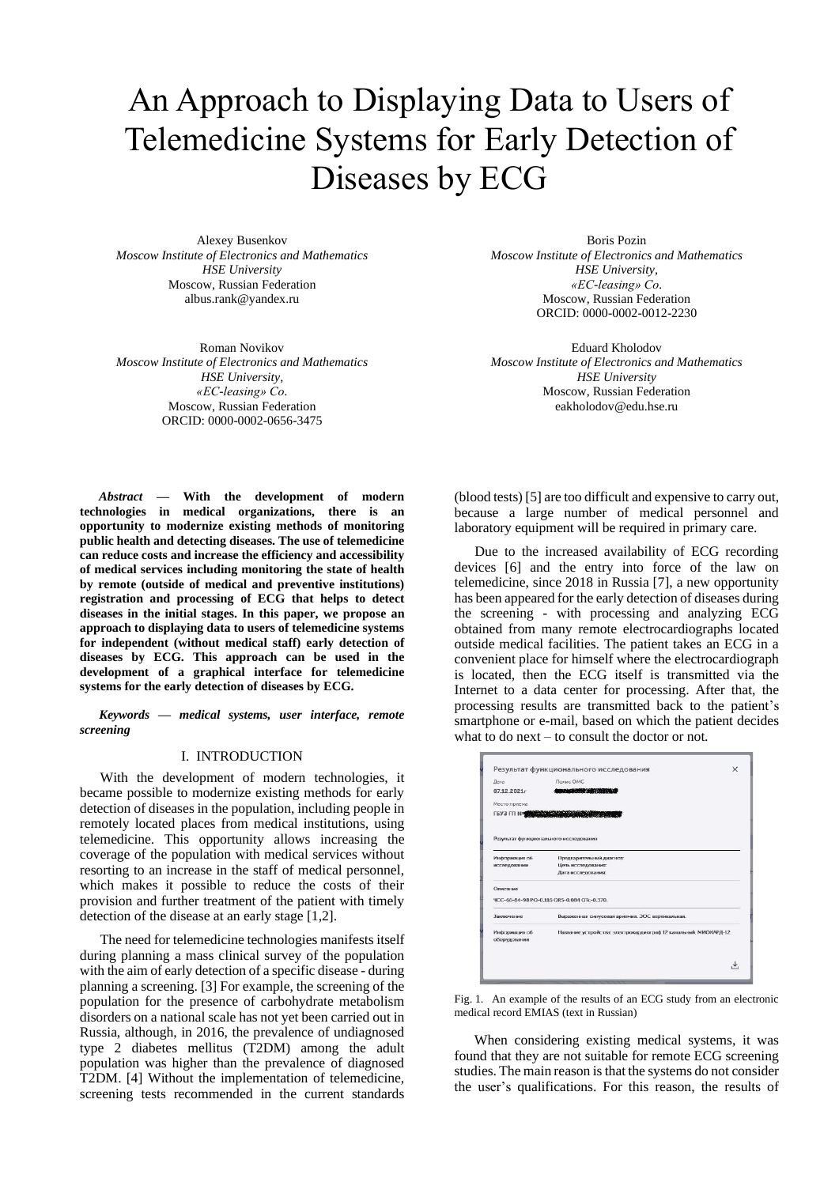# An Approach to Displaying Data to Users of Telemedicine Systems for Early Detection of Diseases by ECG

Alexey Busenkov
*Moscow Institute of Electronics and Mathematics*
*HSE University*
Moscow, Russian Federation
albus.rank@yandex.ru

Boris Pozin
*Moscow Institute of Electronics and Mathematics*
*HSE University,*
*«EC-leasing» Co.*
Moscow, Russian Federation
ORCID: 0000-0002-0012-2230

Roman Novikov
*Moscow Institute of Electronics and Mathematics*
*HSE University,*
*«EC-leasing» Co.*
Moscow, Russian Federation
ORCID: 0000-0002-0656-3475

Eduard Kholodov
*Moscow Institute of Electronics and Mathematics*
*HSE University*
Moscow, Russian Federation
eakholodov@edu.hse.ru

***Abstract*** **— With the development of modern technologies in medical organizations, there is an opportunity to modernize existing methods of monitoring public health and detecting diseases. The use of telemedicine can reduce costs and increase the efficiency and accessibility of medical services including monitoring the state of health by remote (outside of medical and preventive institutions) registration and processing of ECG that helps to detect diseases in the initial stages. In this paper, we propose an approach to displaying data to users of telemedicine systems for independent (without medical staff) early detection of diseases by ECG. This approach can be used in the development of a graphical interface for telemedicine systems for the early detection of diseases by ECG.**

***Keywords — medical systems, user interface, remote screening***

## I. INTRODUCTION

With the development of modern technologies, it became possible to modernize existing methods for early detection of diseases in the population, including people in remotely located places from medical institutions, using telemedicine. This opportunity allows increasing the coverage of the population with medical services without resorting to an increase in the staff of medical personnel, which makes it possible to reduce the costs of their provision and further treatment of the patient with timely detection of the disease at an early stage [1,2].

The need for telemedicine technologies manifests itself during planning a mass clinical survey of the population with the aim of early detection of a specific disease - during planning a screening. [3] For example, the screening of the population for the presence of carbohydrate metabolism disorders on a national scale has not yet been carried out in Russia, although, in 2016, the prevalence of undiagnosed type 2 diabetes mellitus (T2DM) among the adult population was higher than the prevalence of diagnosed T2DM. [4] Without the implementation of telemedicine, screening tests recommended in the current standards (blood tests) [5] are too difficult and expensive to carry out, because a large number of medical personnel and laboratory equipment will be required in primary care.

Due to the increased availability of ECG recording devices [6] and the entry into force of the law on telemedicine, since 2018 in Russia [7], a new opportunity has been appeared for the early detection of diseases during the screening - with processing and analyzing ECG obtained from many remote electrocardiographs located outside medical facilities. The patient takes an ECG in a convenient place for himself where the electrocardiograph is located, then the ECG itself is transmitted via the Internet to a data center for processing. After that, the processing results are transmitted back to the patient's smartphone or e-mail, based on which the patient decides what to do next – to consult the doctor or not.

Fig. 1. An example of the results of an ECG study from an electronic medical record EMIAS (text in Russian)

When considering existing medical systems, it was found that they are not suitable for remote ECG screening studies. The main reason is that the systems do not consider the user's qualifications. For this reason, the results of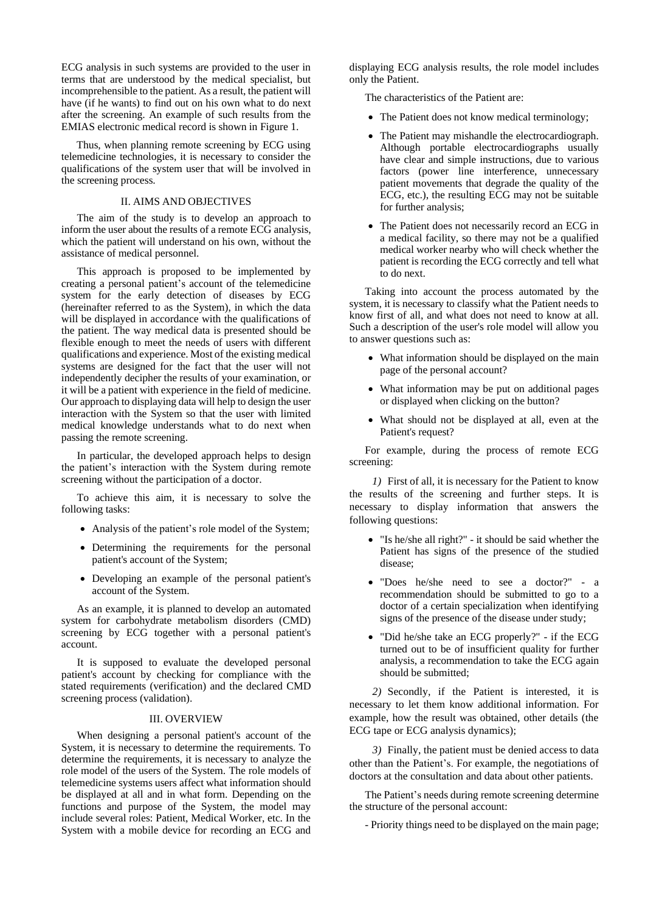ECG analysis in such systems are provided to the user in terms that are understood by the medical specialist, but incomprehensible to the patient. As a result, the patient will have (if he wants) to find out on his own what to do next after the screening. An example of such results from the EMIAS electronic medical record is shown in Figure 1.

Thus, when planning remote screening by ECG using telemedicine technologies, it is necessary to consider the qualifications of the system user that will be involved in the screening process.

## II. AIMS AND OBJECTIVES

The aim of the study is to develop an approach to inform the user about the results of a remote ECG analysis, which the patient will understand on his own, without the assistance of medical personnel.

This approach is proposed to be implemented by creating a personal patient's account of the telemedicine system for the early detection of diseases by ECG (hereinafter referred to as the System), in which the data will be displayed in accordance with the qualifications of the patient. The way medical data is presented should be flexible enough to meet the needs of users with different qualifications and experience. Most of the existing medical systems are designed for the fact that the user will not independently decipher the results of your examination, or it will be a patient with experience in the field of medicine. Our approach to displaying data will help to design the user interaction with the System so that the user with limited medical knowledge understands what to do next when passing the remote screening.

In particular, the developed approach helps to design the patient's interaction with the System during remote screening without the participation of a doctor.

To achieve this aim, it is necessary to solve the following tasks:

- Analysis of the patient's role model of the System;
- Determining the requirements for the personal patient's account of the System;
- Developing an example of the personal patient's account of the System.

As an example, it is planned to develop an automated system for carbohydrate metabolism disorders (CMD) screening by ECG together with a personal patient's account.

It is supposed to evaluate the developed personal patient's account by checking for compliance with the stated requirements (verification) and the declared CMD screening process (validation).

## III. OVERVIEW

When designing a personal patient's account of the System, it is necessary to determine the requirements. To determine the requirements, it is necessary to analyze the role model of the users of the System. The role models of telemedicine systems users affect what information should be displayed at all and in what form. Depending on the functions and purpose of the System, the model may include several roles: Patient, Medical Worker, etc. In the System with a mobile device for recording an ECG and displaying ECG analysis results, the role model includes only the Patient.

The characteristics of the Patient are:

- The Patient does not know medical terminology;
- The Patient may mishandle the electrocardiograph. Although portable electrocardiographs usually have clear and simple instructions, due to various factors (power line interference, unnecessary patient movements that degrade the quality of the ECG, etc.), the resulting ECG may not be suitable for further analysis;
- The Patient does not necessarily record an ECG in a medical facility, so there may not be a qualified medical worker nearby who will check whether the patient is recording the ECG correctly and tell what to do next.

Taking into account the process automated by the system, it is necessary to classify what the Patient needs to know first of all, and what does not need to know at all. Such a description of the user's role model will allow you to answer questions such as:

- What information should be displayed on the main page of the personal account?
- What information may be put on additional pages or displayed when clicking on the button?
- What should not be displayed at all, even at the Patient's request?

For example, during the process of remote ECG screening:

*1)* First of all, it is necessary for the Patient to know the results of the screening and further steps. It is necessary to display information that answers the following questions:

- "Is he/she all right?" - it should be said whether the Patient has signs of the presence of the studied disease;
- "Does he/she need to see a doctor?" - a recommendation should be submitted to go to a doctor of a certain specialization when identifying signs of the presence of the disease under study;
- "Did he/she take an ECG properly?" - if the ECG turned out to be of insufficient quality for further analysis, a recommendation to take the ECG again should be submitted;

*2)* Secondly, if the Patient is interested, it is necessary to let them know additional information. For example, how the result was obtained, other details (the ECG tape or ECG analysis dynamics);

*3)* Finally, the patient must be denied access to data other than the Patient's. For example, the negotiations of doctors at the consultation and data about other patients.

The Patient's needs during remote screening determine the structure of the personal account:

- Priority things need to be displayed on the main page;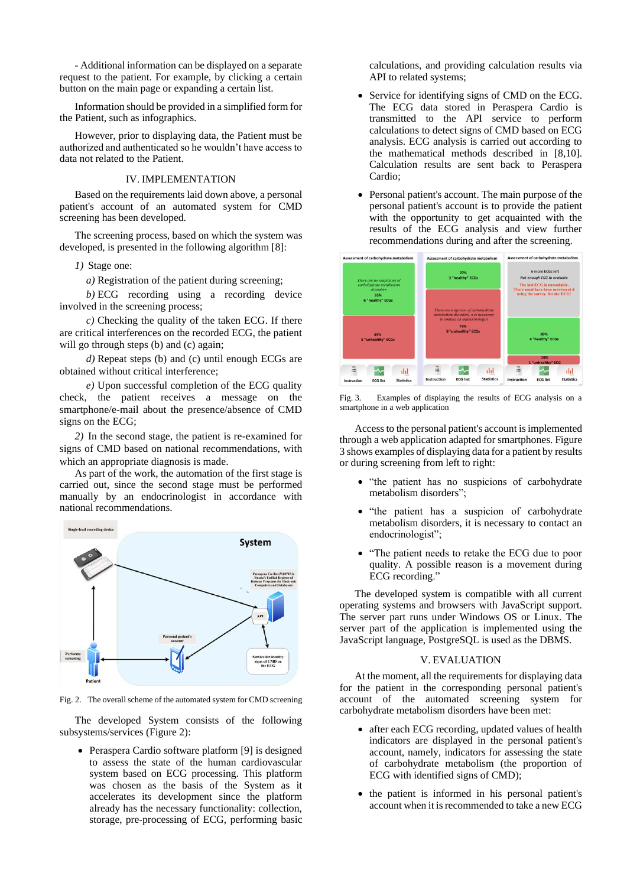- Additional information can be displayed on a separate request to the patient. For example, by clicking a certain button on the main page or expanding a certain list.

Information should be provided in a simplified form for the Patient, such as infographics.

However, prior to displaying data, the Patient must be authorized and authenticated so he wouldn't have access to data not related to the Patient.

## IV. IMPLEMENTATION

Based on the requirements laid down above, a personal patient's account of an automated system for CMD screening has been developed.

The screening process, based on which the system was developed, is presented in the following algorithm [8]:

*1)* Stage one:

*a)* Registration of the patient during screening;

*b)* ECG recording using a recording device involved in the screening process;

*c)* Checking the quality of the taken ECG. If there are critical interferences on the recorded ECG, the patient will go through steps (b) and (c) again;

*d)* Repeat steps (b) and (c) until enough ECGs are obtained without critical interference;

*e)* Upon successful completion of the ECG quality check, the patient receives a message on the smartphone/e-mail about the presence/absence of CMD signs on the ECG;

*2)* In the second stage, the patient is re-examined for signs of CMD based on national recommendations, with which an appropriate diagnosis is made.

As part of the work, the automation of the first stage is carried out, since the second stage must be performed manually by an endocrinologist in accordance with national recommendations.

Fig. 2. The overall scheme of the automated system for CMD screening

The developed System consists of the following subsystems/services (Figure 2):

- Peraspera Cardio software platform [9] is designed to assess the state of the human cardiovascular system based on ECG processing. This platform was chosen as the basis of the System as it accelerates its development since the platform already has the necessary functionality: collection, storage, pre-processing of ECG, performing basic calculations, and providing calculation results via API to related systems;
- Service for identifying signs of CMD on the ECG. The ECG data stored in Peraspera Cardio is transmitted to the API service to perform calculations to detect signs of CMD based on ECG analysis. ECG analysis is carried out according to the mathematical methods described in [8,10]. Calculation results are sent back to Peraspera Cardio;
- Personal patient's account. The main purpose of the personal patient's account is to provide the patient with the opportunity to get acquainted with the results of the ECG analysis and view further recommendations during and after the screening.

Fig. 3. Examples of displaying the results of ECG analysis on a smartphone in a web application

Access to the personal patient's account is implemented through a web application adapted for smartphones. Figure 3 shows examples of displaying data for a patient by results or during screening from left to right:

- "the patient has no suspicions of carbohydrate metabolism disorders";
- "the patient has a suspicion of carbohydrate metabolism disorders, it is necessary to contact an endocrinologist";
- "The patient needs to retake the ECG due to poor quality. A possible reason is a movement during ECG recording."

The developed system is compatible with all current operating systems and browsers with JavaScript support. The server part runs under Windows OS or Linux. The server part of the application is implemented using the JavaScript language, PostgreSQL is used as the DBMS.

## V. EVALUATION

At the moment, all the requirements for displaying data for the patient in the corresponding personal patient's account of the automated screening system for carbohydrate metabolism disorders have been met:

- after each ECG recording, updated values of health indicators are displayed in the personal patient's account, namely, indicators for assessing the state of carbohydrate metabolism (the proportion of ECG with identified signs of CMD);
- the patient is informed in his personal patient's account when it is recommended to take a new ECG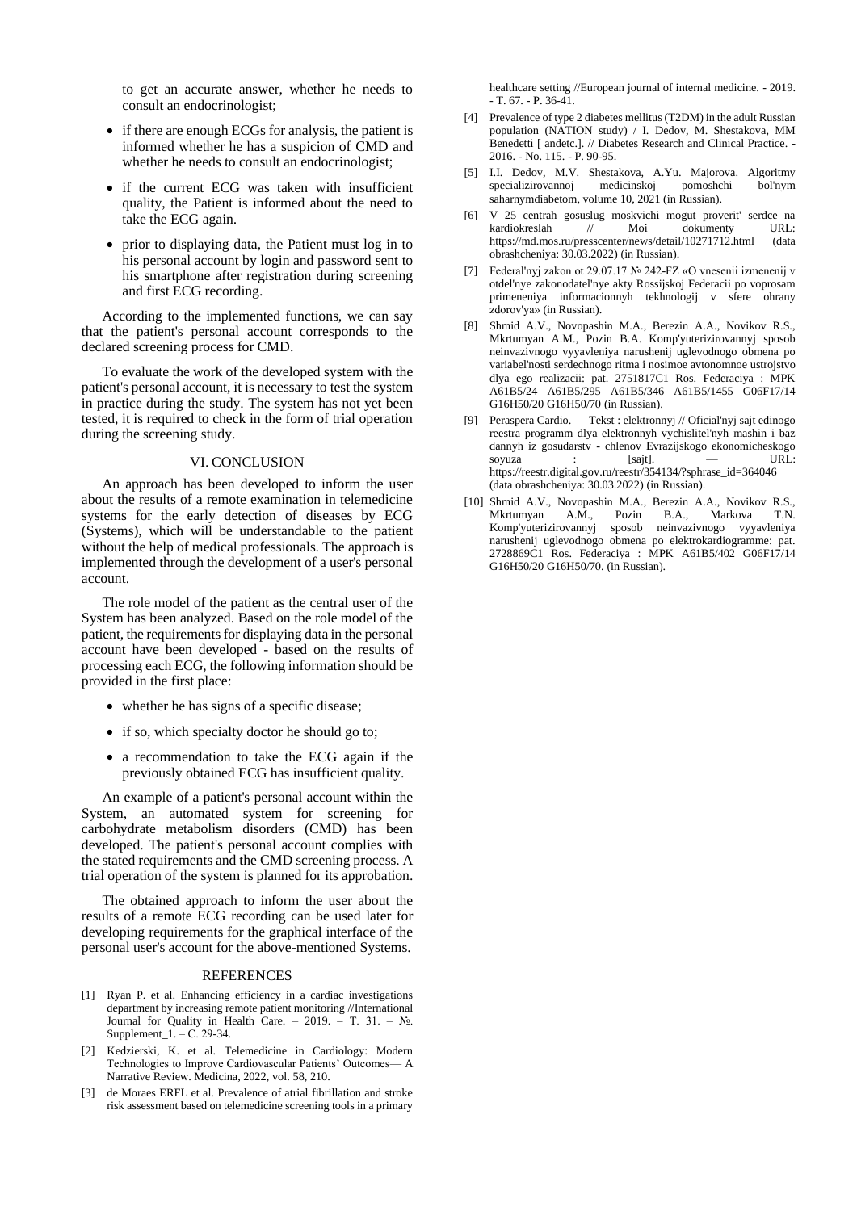to get an accurate answer, whether he needs to consult an endocrinologist;

- if there are enough ECGs for analysis, the patient is informed whether he has a suspicion of CMD and whether he needs to consult an endocrinologist;
- if the current ECG was taken with insufficient quality, the Patient is informed about the need to take the ECG again.
- prior to displaying data, the Patient must log in to his personal account by login and password sent to his smartphone after registration during screening and first ECG recording.

According to the implemented functions, we can say that the patient's personal account corresponds to the declared screening process for CMD.

To evaluate the work of the developed system with the patient's personal account, it is necessary to test the system in practice during the study. The system has not yet been tested, it is required to check in the form of trial operation during the screening study.

## VI. CONCLUSION

An approach has been developed to inform the user about the results of a remote examination in telemedicine systems for the early detection of diseases by ECG (Systems), which will be understandable to the patient without the help of medical professionals. The approach is implemented through the development of a user's personal account.

The role model of the patient as the central user of the System has been analyzed. Based on the role model of the patient, the requirements for displaying data in the personal account have been developed - based on the results of processing each ECG, the following information should be provided in the first place:

- whether he has signs of a specific disease;
- if so, which specialty doctor he should go to;
- a recommendation to take the ECG again if the previously obtained ECG has insufficient quality.

An example of a patient's personal account within the System, an automated system for screening for carbohydrate metabolism disorders (CMD) has been developed. The patient's personal account complies with the stated requirements and the CMD screening process. A trial operation of the system is planned for its approbation.

The obtained approach to inform the user about the results of a remote ECG recording can be used later for developing requirements for the graphical interface of the personal user's account for the above-mentioned Systems.

## REFERENCES

[1] Ryan P. et al. Enhancing efficiency in a cardiac investigations department by increasing remote patient monitoring //International Journal for Quality in Health Care. – 2019. – T. 31. – №. Supplement_1. – C. 29-34.

[2] Kedzierski, K. et al. Telemedicine in Cardiology: Modern Technologies to Improve Cardiovascular Patients' Outcomes— A Narrative Review. Medicina, 2022, vol. 58, 210.

[3] de Moraes ERFL et al. Prevalence of atrial fibrillation and stroke risk assessment based on telemedicine screening tools in a primary healthcare setting //European journal of internal medicine. - 2019. - T. 67. - P. 36-41.

[4] Prevalence of type 2 diabetes mellitus (T2DM) in the adult Russian population (NATION study) / I. Dedov, M. Shestakova, MM Benedetti [ andetc.]. // Diabetes Research and Clinical Practice. - 2016. - No. 115. - P. 90-95.

[5] I.I. Dedov, M.V. Shestakova, A.Yu. Majorova. Algoritmy specializirovannoj medicinskoj pomoshchi bol'nym saharnymdiabetom, volume 10, 2021 (in Russian).

[6] V 25 centrah gosuslug moskvichi mogut proverit' serdce na kardiokreslah // Moi dokumenty URL: https://md.mos.ru/presscenter/news/detail/10271712.html (data obrashcheniya: 30.03.2022) (in Russian).

[7] Federal'nyj zakon ot 29.07.17 № 242-FZ «O vnesenii izmenenij v otdel'nye zakonodatel'nye akty Rossijskoj Federacii po voprosam primeneniya informacionnyh tekhnologij v sfere ohrany zdorov'ya» (in Russian).

[8] Shmid A.V., Novopashin M.A., Berezin A.A., Novikov R.S., Mkrtumyan A.M., Pozin B.A. Komp'yuterizirovannyj sposob neinvazivnogo vyyavleniya narushenij uglevodnogo obmena po variabel'nosti serdechnogo ritma i nosimoe avtonomnoe ustrojstvo dlya ego realizacii: pat. 2751817C1 Ros. Federaciya : MPK A61B5/24 A61B5/295 A61B5/346 A61B5/1455 G06F17/14 G16H50/20 G16H50/70 (in Russian).

[9] Peraspera Cardio. — Tekst : elektronnyj // Oficial'nyj sajt edinogo reestra programm dlya elektronnyh vychislitel'nyh mashin i baz dannyh iz gosudarstv - chlenov Evrazijskogo ekonomicheskogo soyuza : [sajt]. — URL: https://reestr.digital.gov.ru/reestr/354134/?sphrase_id=364046 (data obrashcheniya: 30.03.2022) (in Russian).

[10] Shmid A.V., Novopashin M.A., Berezin A.A., Novikov R.S., Mkrtumyan A.M., Pozin B.A., Markova T.N. Komp'yuterizirovannyj sposob neinvazivnogo vyyavleniya narushenij uglevodnogo obmena po elektrokardiogramme: pat. 2728869C1 Ros. Federaciya : MPK A61B5/402 G06F17/14 G16H50/20 G16H50/70. (in Russian).